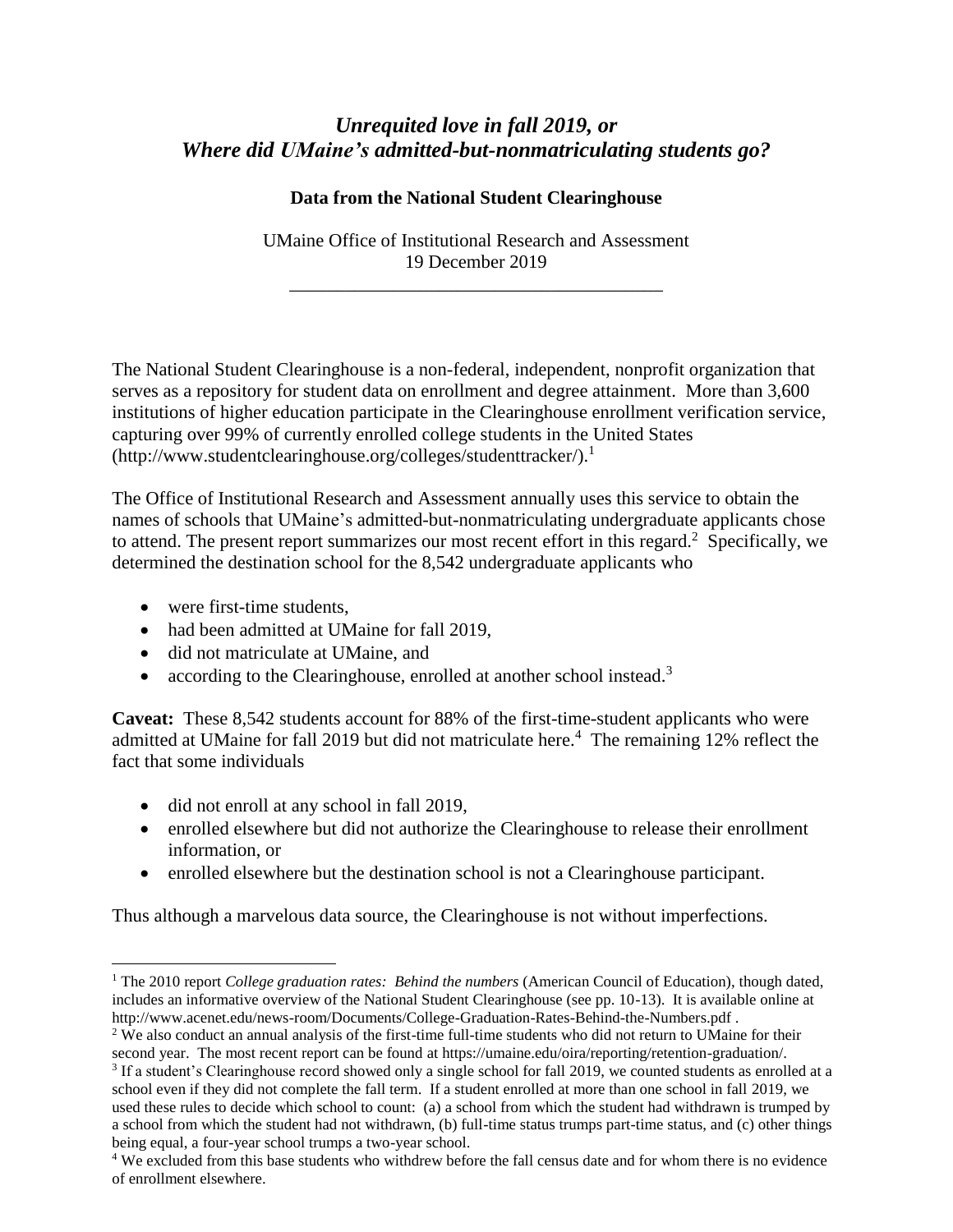# *Unrequited love in fall 2019, or Where did UMaine's admitted-but-nonmatriculating students go?*

**Data from the National Student Clearinghouse**

UMaine Office of Institutional Research and Assessment
19 December 2019

---

The National Student Clearinghouse is a non-federal, independent, nonprofit organization that serves as a repository for student data on enrollment and degree attainment. More than 3,600 institutions of higher education participate in the Clearinghouse enrollment verification service, capturing over 99% of currently enrolled college students in the United States (http://www.studentclearinghouse.org/colleges/studenttracker/).[1]

The Office of Institutional Research and Assessment annually uses this service to obtain the names of schools that UMaine's admitted-but-nonmatriculating undergraduate applicants chose to attend. The present report summarizes our most recent effort in this regard.[2] Specifically, we determined the destination school for the 8,542 undergraduate applicants who

- were first-time students,
- had been admitted at UMaine for fall 2019,
- did not matriculate at UMaine, and
- according to the Clearinghouse, enrolled at another school instead.[3]

**Caveat:** These 8,542 students account for 88% of the first-time-student applicants who were admitted at UMaine for fall 2019 but did not matriculate here.[4] The remaining 12% reflect the fact that some individuals

- did not enroll at any school in fall 2019,
- enrolled elsewhere but did not authorize the Clearinghouse to release their enrollment information, or
- enrolled elsewhere but the destination school is not a Clearinghouse participant.

Thus although a marvelous data source, the Clearinghouse is not without imperfections.

---

[1] The 2010 report *College graduation rates: Behind the numbers* (American Council of Education), though dated, includes an informative overview of the National Student Clearinghouse (see pp. 10-13). It is available online at http://www.acenet.edu/news-room/Documents/College-Graduation-Rates-Behind-the-Numbers.pdf .

[2] We also conduct an annual analysis of the first-time full-time students who did not return to UMaine for their second year. The most recent report can be found at https://umaine.edu/oira/reporting/retention-graduation/.

[3] If a student's Clearinghouse record showed only a single school for fall 2019, we counted students as enrolled at a school even if they did not complete the fall term. If a student enrolled at more than one school in fall 2019, we used these rules to decide which school to count: (a) a school from which the student had withdrawn is trumped by a school from which the student had not withdrawn, (b) full-time status trumps part-time status, and (c) other things being equal, a four-year school trumps a two-year school.

[4] We excluded from this base students who withdrew before the fall census date and for whom there is no evidence of enrollment elsewhere.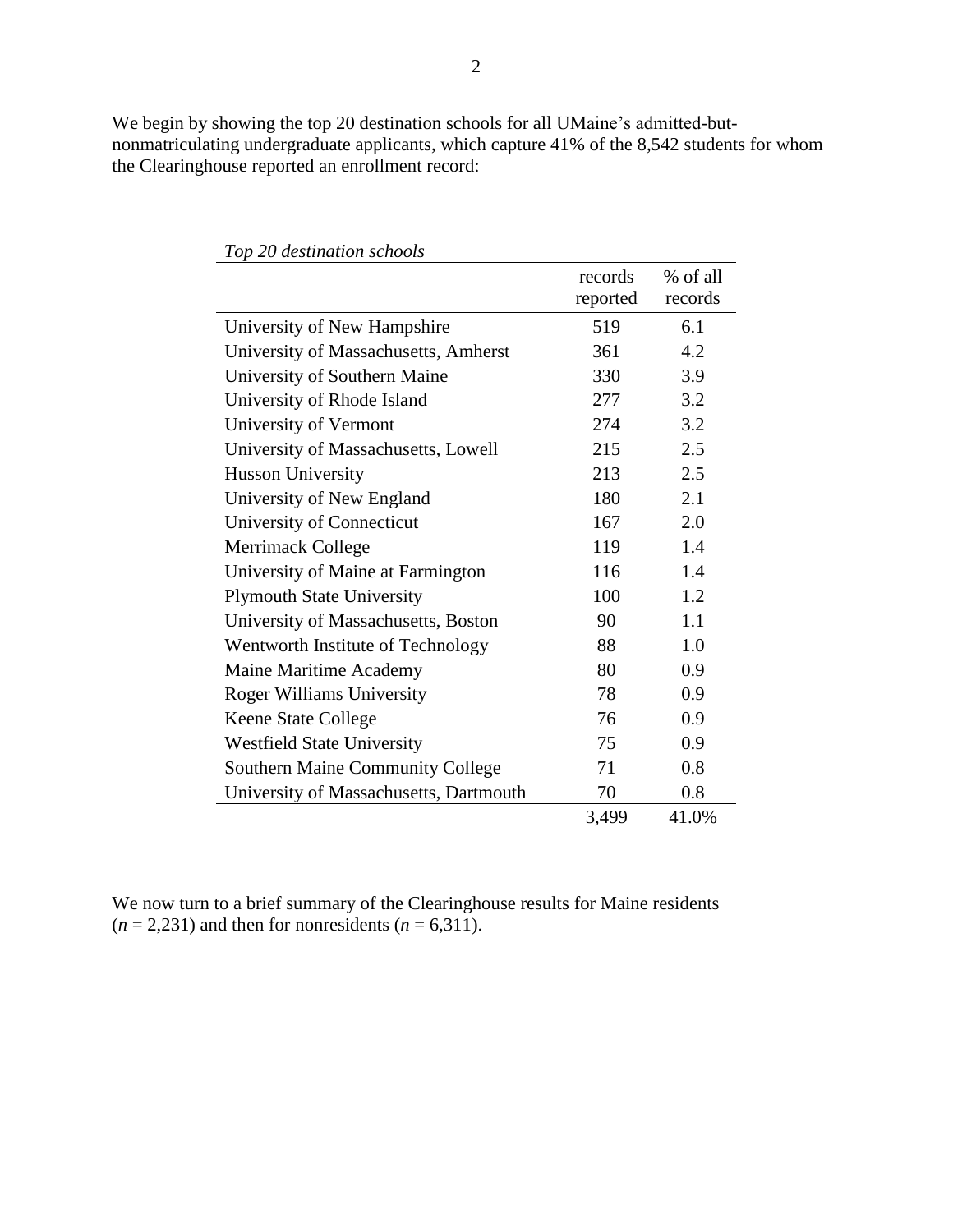We begin by showing the top 20 destination schools for all UMaine's admitted-but-nonmatriculating undergraduate applicants, which capture 41% of the 8,542 students for whom the Clearinghouse reported an enrollment record:

*Top 20 destination schools*

| | records reported | % of all records |
|---|---|---|
| University of New Hampshire | 519 | 6.1 |
| University of Massachusetts, Amherst | 361 | 4.2 |
| University of Southern Maine | 330 | 3.9 |
| University of Rhode Island | 277 | 3.2 |
| University of Vermont | 274 | 3.2 |
| University of Massachusetts, Lowell | 215 | 2.5 |
| Husson University | 213 | 2.5 |
| University of New England | 180 | 2.1 |
| University of Connecticut | 167 | 2.0 |
| Merrimack College | 119 | 1.4 |
| University of Maine at Farmington | 116 | 1.4 |
| Plymouth State University | 100 | 1.2 |
| University of Massachusetts, Boston | 90 | 1.1 |
| Wentworth Institute of Technology | 88 | 1.0 |
| Maine Maritime Academy | 80 | 0.9 |
| Roger Williams University | 78 | 0.9 |
| Keene State College | 76 | 0.9 |
| Westfield State University | 75 | 0.9 |
| Southern Maine Community College | 71 | 0.8 |
| University of Massachusetts, Dartmouth | 70 | 0.8 |
| | 3,499 | 41.0% |

We now turn to a brief summary of the Clearinghouse results for Maine residents ($n$ = 2,231) and then for nonresidents ($n$ = 6,311).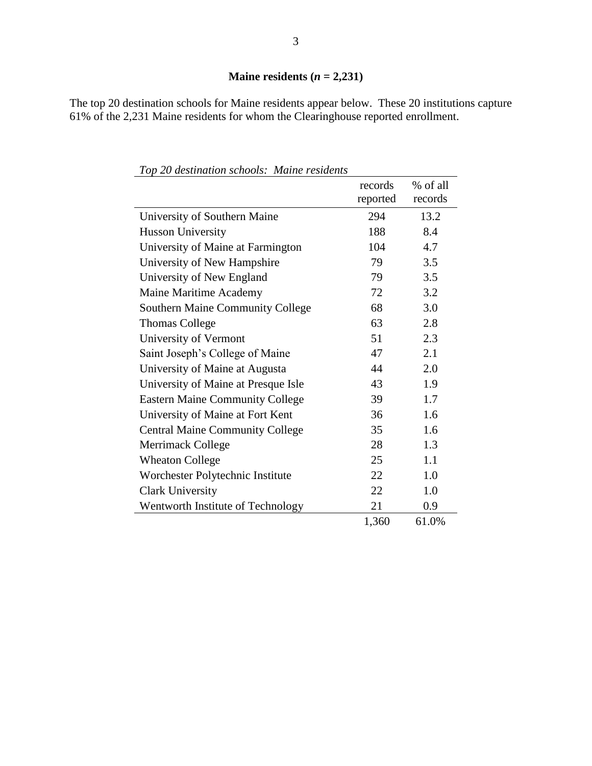## Maine residents (*n* = 2,231)

The top 20 destination schools for Maine residents appear below. These 20 institutions capture 61% of the 2,231 Maine residents for whom the Clearinghouse reported enrollment.

*Top 20 destination schools: Maine residents*

| | records reported | % of all records |
|---|---|---|
| University of Southern Maine | 294 | 13.2 |
| Husson University | 188 | 8.4 |
| University of Maine at Farmington | 104 | 4.7 |
| University of New Hampshire | 79 | 3.5 |
| University of New England | 79 | 3.5 |
| Maine Maritime Academy | 72 | 3.2 |
| Southern Maine Community College | 68 | 3.0 |
| Thomas College | 63 | 2.8 |
| University of Vermont | 51 | 2.3 |
| Saint Joseph's College of Maine | 47 | 2.1 |
| University of Maine at Augusta | 44 | 2.0 |
| University of Maine at Presque Isle | 43 | 1.9 |
| Eastern Maine Community College | 39 | 1.7 |
| University of Maine at Fort Kent | 36 | 1.6 |
| Central Maine Community College | 35 | 1.6 |
| Merrimack College | 28 | 1.3 |
| Wheaton College | 25 | 1.1 |
| Worchester Polytechnic Institute | 22 | 1.0 |
| Clark University | 22 | 1.0 |
| Wentworth Institute of Technology | 21 | 0.9 |
| | 1,360 | 61.0% |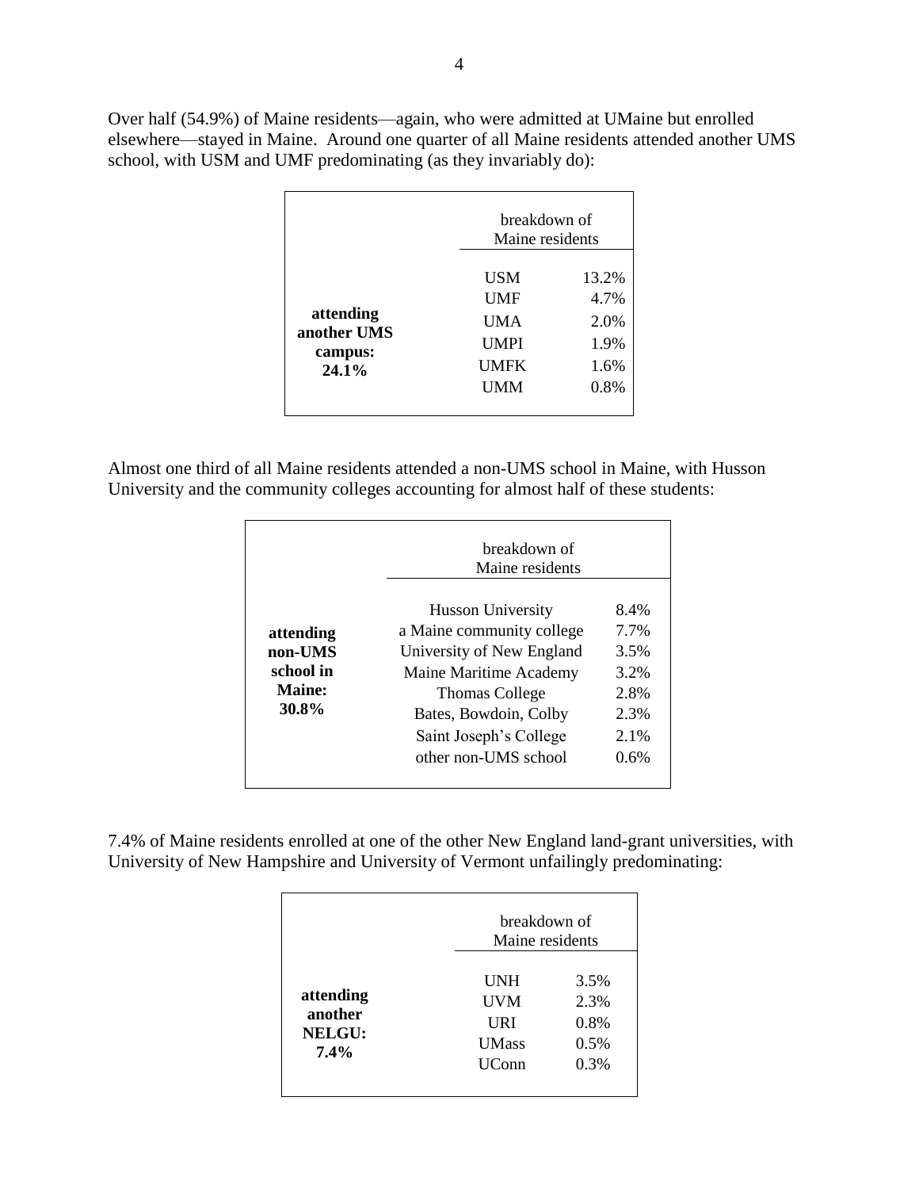Over half (54.9%) of Maine residents—again, who were admitted at UMaine but enrolled elsewhere—stayed in Maine. Around one quarter of all Maine residents attended another UMS school, with USM and UMF predominating (as they invariably do):

| | breakdown of Maine residents | |
|---|---|---|
| **attending another UMS campus: 24.1%** | USM | 13.2% |
| | UMF | 4.7% |
| | UMA | 2.0% |
| | UMPI | 1.9% |
| | UMFK | 1.6% |
| | UMM | 0.8% |

Almost one third of all Maine residents attended a non-UMS school in Maine, with Husson University and the community colleges accounting for almost half of these students:

| | breakdown of Maine residents | |
|---|---|---|
| **attending non-UMS school in Maine: 30.8%** | Husson University | 8.4% |
| | a Maine community college | 7.7% |
| | University of New England | 3.5% |
| | Maine Maritime Academy | 3.2% |
| | Thomas College | 2.8% |
| | Bates, Bowdoin, Colby | 2.3% |
| | Saint Joseph's College | 2.1% |
| | other non-UMS school | 0.6% |

7.4% of Maine residents enrolled at one of the other New England land-grant universities, with University of New Hampshire and University of Vermont unfailingly predominating:

| | breakdown of Maine residents | |
|---|---|---|
| **attending another NELGU: 7.4%** | UNH | 3.5% |
| | UVM | 2.3% |
| | URI | 0.8% |
| | UMass | 0.5% |
| | UConn | 0.3% |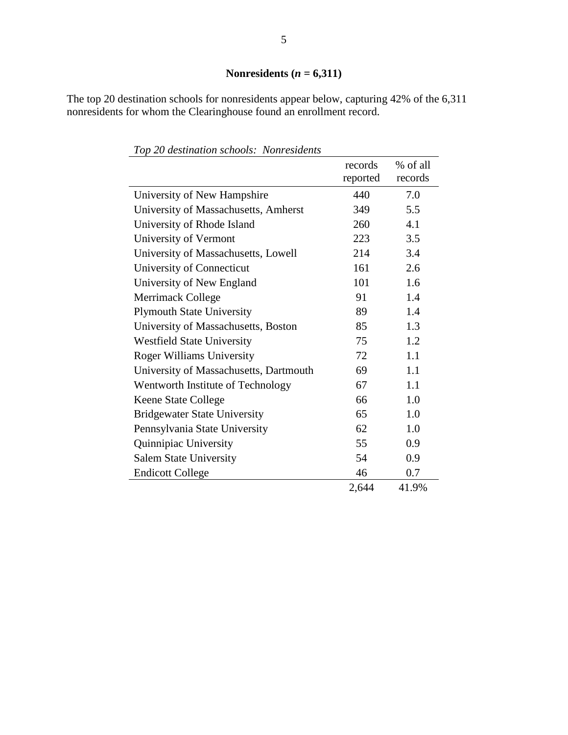## Nonresidents ($n$ = 6,311)

The top 20 destination schools for nonresidents appear below, capturing 42% of the 6,311 nonresidents for whom the Clearinghouse found an enrollment record.

*Top 20 destination schools: Nonresidents*

| | records reported | % of all records |
|---|---|---|
| University of New Hampshire | 440 | 7.0 |
| University of Massachusetts, Amherst | 349 | 5.5 |
| University of Rhode Island | 260 | 4.1 |
| University of Vermont | 223 | 3.5 |
| University of Massachusetts, Lowell | 214 | 3.4 |
| University of Connecticut | 161 | 2.6 |
| University of New England | 101 | 1.6 |
| Merrimack College | 91 | 1.4 |
| Plymouth State University | 89 | 1.4 |
| University of Massachusetts, Boston | 85 | 1.3 |
| Westfield State University | 75 | 1.2 |
| Roger Williams University | 72 | 1.1 |
| University of Massachusetts, Dartmouth | 69 | 1.1 |
| Wentworth Institute of Technology | 67 | 1.1 |
| Keene State College | 66 | 1.0 |
| Bridgewater State University | 65 | 1.0 |
| Pennsylvania State University | 62 | 1.0 |
| Quinnipiac University | 55 | 0.9 |
| Salem State University | 54 | 0.9 |
| Endicott College | 46 | 0.7 |
| | 2,644 | 41.9% |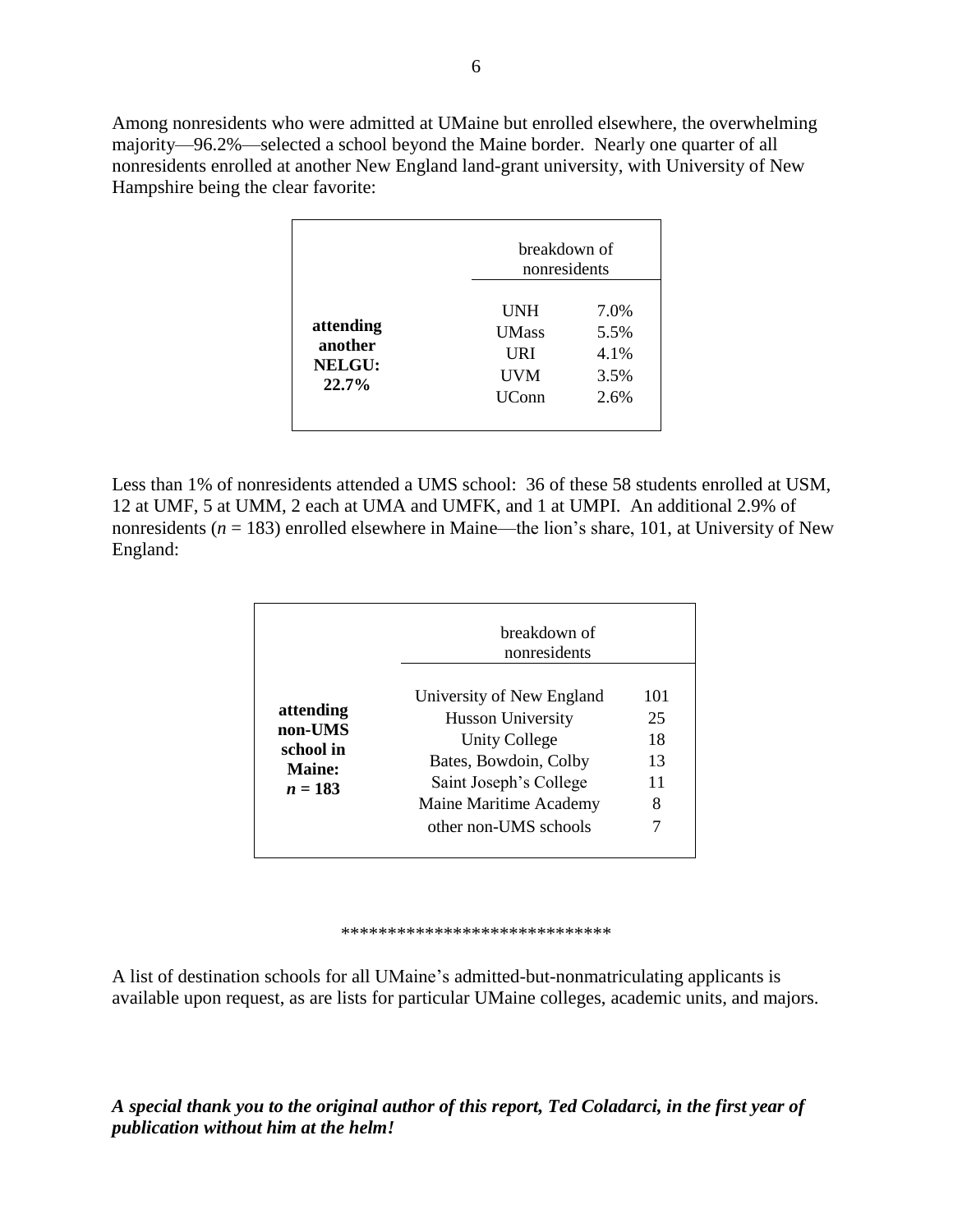Among nonresidents who were admitted at UMaine but enrolled elsewhere, the overwhelming majority—96.2%—selected a school beyond the Maine border. Nearly one quarter of all nonresidents enrolled at another New England land-grant university, with University of New Hampshire being the clear favorite:

| | breakdown of nonresidents | |
|---|---|---|
| **attending another NELGU: 22.7%** | UNH | 7.0% |
| | UMass | 5.5% |
| | URI | 4.1% |
| | UVM | 3.5% |
| | UConn | 2.6% |

Less than 1% of nonresidents attended a UMS school: 36 of these 58 students enrolled at USM, 12 at UMF, 5 at UMM, 2 each at UMA and UMFK, and 1 at UMPI. An additional 2.9% of nonresidents ($n$ = 183) enrolled elsewhere in Maine—the lion's share, 101, at University of New England:

| | breakdown of nonresidents | |
|---|---|---|
| **attending non-UMS school in Maine: $n$ = 183** | University of New England | 101 |
| | Husson University | 25 |
| | Unity College | 18 |
| | Bates, Bowdoin, Colby | 13 |
| | Saint Joseph's College | 11 |
| | Maine Maritime Academy | 8 |
| | other non-UMS schools | 7 |

****************************

A list of destination schools for all UMaine's admitted-but-nonmatriculating applicants is available upon request, as are lists for particular UMaine colleges, academic units, and majors.

***A special thank you to the original author of this report, Ted Coladarci, in the first year of publication without him at the helm!***